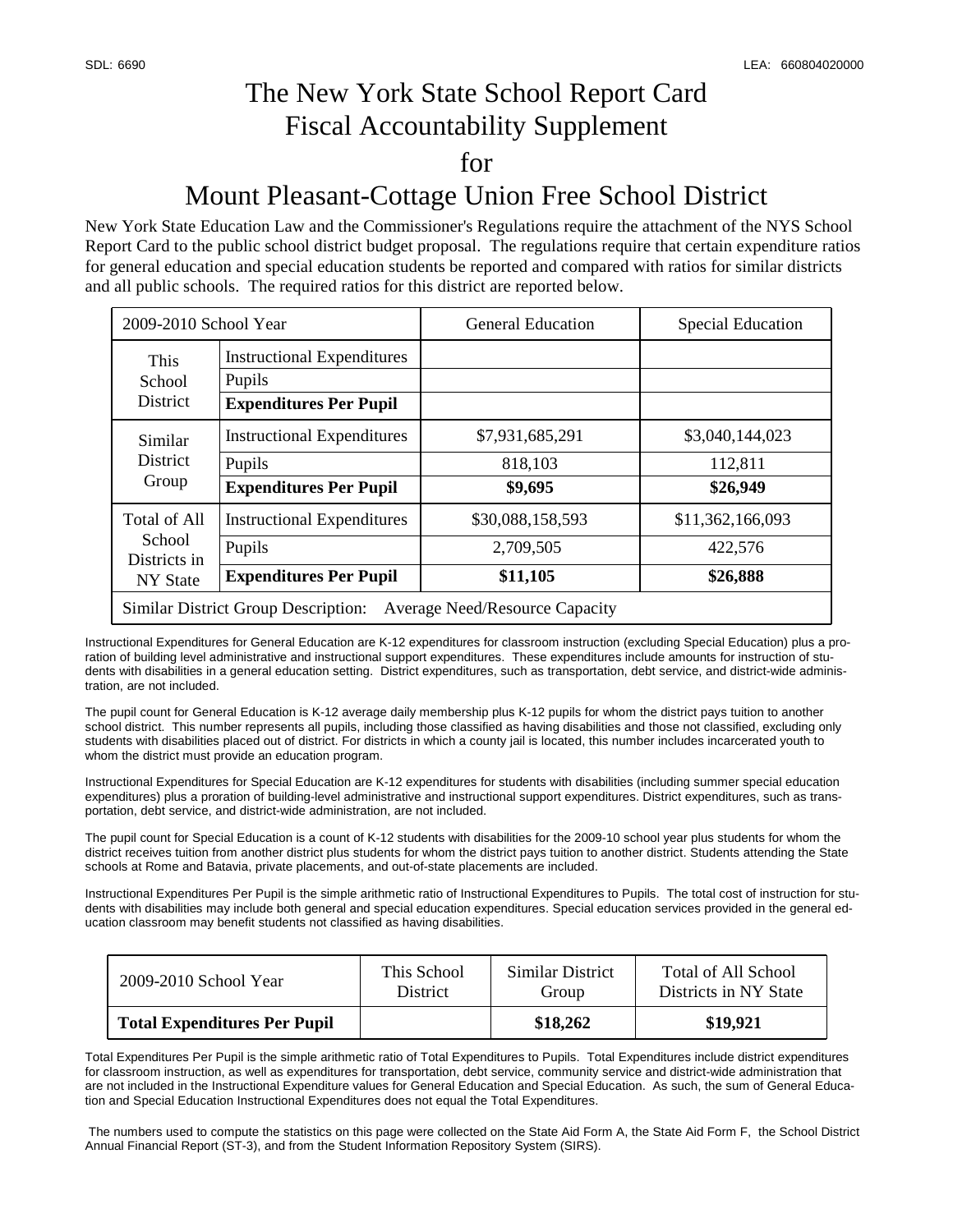SDL: 6690 LEA: 660804020000

# The New York State School Report Card
# Fiscal Accountability Supplement
# for
# Mount Pleasant-Cottage Union Free School District

New York State Education Law and the Commissioner's Regulations require the attachment of the NYS School Report Card to the public school district budget proposal. The regulations require that certain expenditure ratios for general education and special education students be reported and compared with ratios for similar districts and all public schools. The required ratios for this district are reported below.

| 2009-2010 School Year | | General Education | Special Education |
|---|---|---|---|
| This School District | Instructional Expenditures | | |
| | Pupils | | |
| | **Expenditures Per Pupil** | | |
| Similar District Group | Instructional Expenditures | $7,931,685,291 | $3,040,144,023 |
| | Pupils | 818,103 | 112,811 |
| | **Expenditures Per Pupil** | **$9,695** | **$26,949** |
| Total of All School Districts in NY State | Instructional Expenditures | $30,088,158,593 | $11,362,166,093 |
| | Pupils | 2,709,505 | 422,576 |
| | **Expenditures Per Pupil** | **$11,105** | **$26,888** |
| Similar District Group Description: Average Need/Resource Capacity | | | |

Instructional Expenditures for General Education are K-12 expenditures for classroom instruction (excluding Special Education) plus a proration of building level administrative and instructional support expenditures. These expenditures include amounts for instruction of students with disabilities in a general education setting. District expenditures, such as transportation, debt service, and district-wide administration, are not included.

The pupil count for General Education is K-12 average daily membership plus K-12 pupils for whom the district pays tuition to another school district. This number represents all pupils, including those classified as having disabilities and those not classified, excluding only students with disabilities placed out of district. For districts in which a county jail is located, this number includes incarcerated youth to whom the district must provide an education program.

Instructional Expenditures for Special Education are K-12 expenditures for students with disabilities (including summer special education expenditures) plus a proration of building-level administrative and instructional support expenditures. District expenditures, such as transportation, debt service, and district-wide administration, are not included.

The pupil count for Special Education is a count of K-12 students with disabilities for the 2009-10 school year plus students for whom the district receives tuition from another district plus students for whom the district pays tuition to another district. Students attending the State schools at Rome and Batavia, private placements, and out-of-state placements are included.

Instructional Expenditures Per Pupil is the simple arithmetic ratio of Instructional Expenditures to Pupils. The total cost of instruction for students with disabilities may include both general and special education expenditures. Special education services provided in the general education classroom may benefit students not classified as having disabilities.

| 2009-2010 School Year | This School District | Similar District Group | Total of All School Districts in NY State |
|---|---|---|---|
| **Total Expenditures Per Pupil** | | **$18,262** | **$19,921** |

Total Expenditures Per Pupil is the simple arithmetic ratio of Total Expenditures to Pupils. Total Expenditures include district expenditures for classroom instruction, as well as expenditures for transportation, debt service, community service and district-wide administration that are not included in the Instructional Expenditure values for General Education and Special Education. As such, the sum of General Education and Special Education Instructional Expenditures does not equal the Total Expenditures.

The numbers used to compute the statistics on this page were collected on the State Aid Form A, the State Aid Form F, the School District Annual Financial Report (ST-3), and from the Student Information Repository System (SIRS).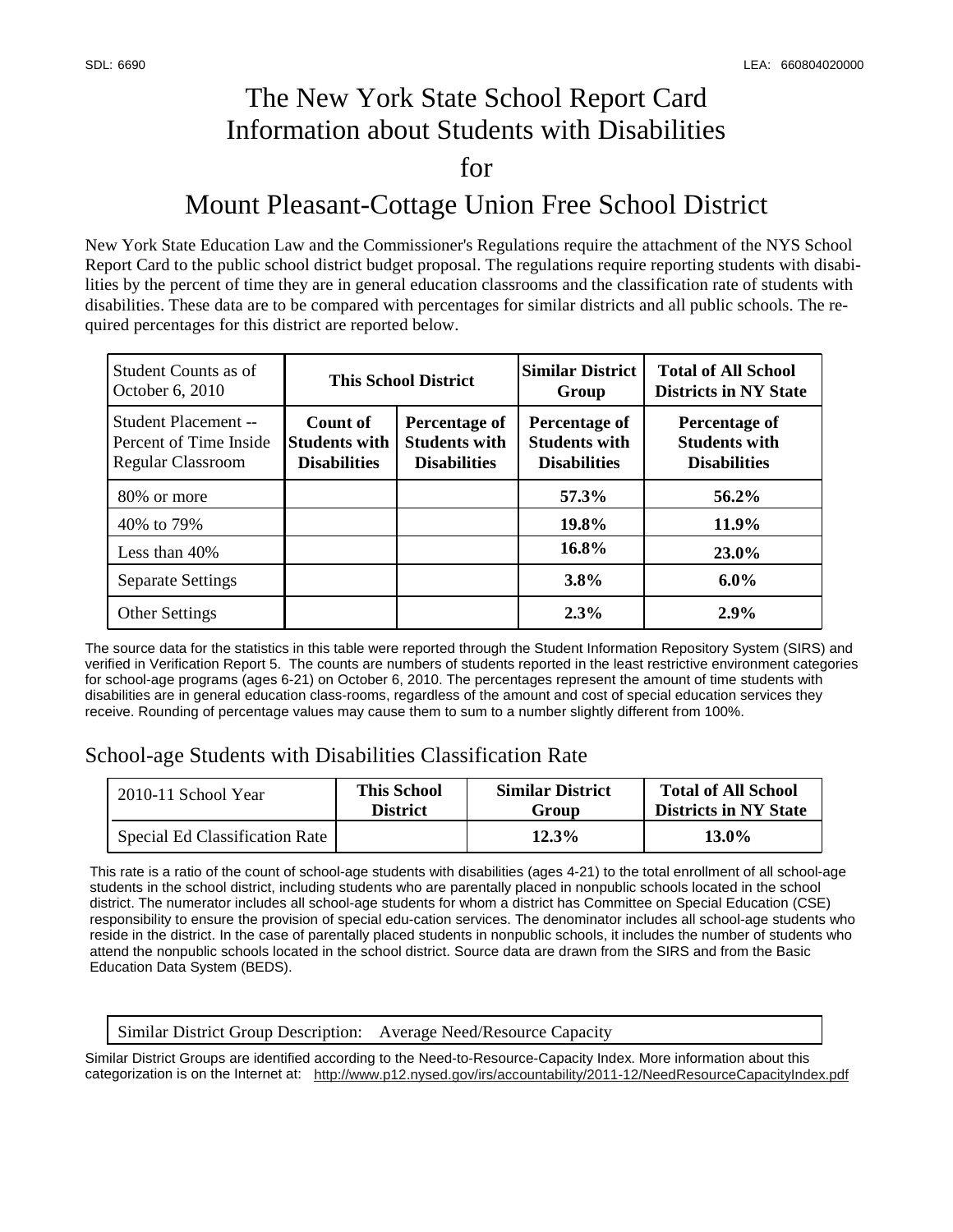SDL: 6690 LEA: 660804020000

# The New York State School Report Card Information about Students with Disabilities for Mount Pleasant-Cottage Union Free School District

New York State Education Law and the Commissioner's Regulations require the attachment of the NYS School Report Card to the public school district budget proposal. The regulations require reporting students with disabilities by the percent of time they are in general education classrooms and the classification rate of students with disabilities. These data are to be compared with percentages for similar districts and all public schools. The required percentages for this district are reported below.

| Student Counts as of October 6, 2010 | This School District | | Similar District Group | Total of All School Districts in NY State |
|---|---|---|---|---|
| Student Placement -- Percent of Time Inside Regular Classroom | **Count of Students with Disabilities** | **Percentage of Students with Disabilities** | **Percentage of Students with Disabilities** | **Percentage of Students with Disabilities** |
| 80% or more | | | **57.3%** | **56.2%** |
| 40% to 79% | | | **19.8%** | **11.9%** |
| Less than 40% | | | **16.8%** | **23.0%** |
| Separate Settings | | | **3.8%** | **6.0%** |
| Other Settings | | | **2.3%** | **2.9%** |

The source data for the statistics in this table were reported through the Student Information Repository System (SIRS) and verified in Verification Report 5. The counts are numbers of students reported in the least restrictive environment categories for school-age programs (ages 6-21) on October 6, 2010. The percentages represent the amount of time students with disabilities are in general education class-rooms, regardless of the amount and cost of special education services they receive. Rounding of percentage values may cause them to sum to a number slightly different from 100%.

## School-age Students with Disabilities Classification Rate

| 2010-11 School Year | This School District | Similar District Group | Total of All School Districts in NY State |
|---|---|---|---|
| Special Ed Classification Rate | | **12.3%** | **13.0%** |

This rate is a ratio of the count of school-age students with disabilities (ages 4-21) to the total enrollment of all school-age students in the school district, including students who are parentally placed in nonpublic schools located in the school district. The numerator includes all school-age students for whom a district has Committee on Special Education (CSE) responsibility to ensure the provision of special edu-cation services. The denominator includes all school-age students who reside in the district. In the case of parentally placed students in nonpublic schools, it includes the number of students who attend the nonpublic schools located in the school district. Source data are drawn from the SIRS and from the Basic Education Data System (BEDS).

Similar District Group Description: Average Need/Resource Capacity

Similar District Groups are identified according to the Need-to-Resource-Capacity Index. More information about this categorization is on the Internet at: http://www.p12.nysed.gov/irs/accountability/2011-12/NeedResourceCapacityIndex.pdf